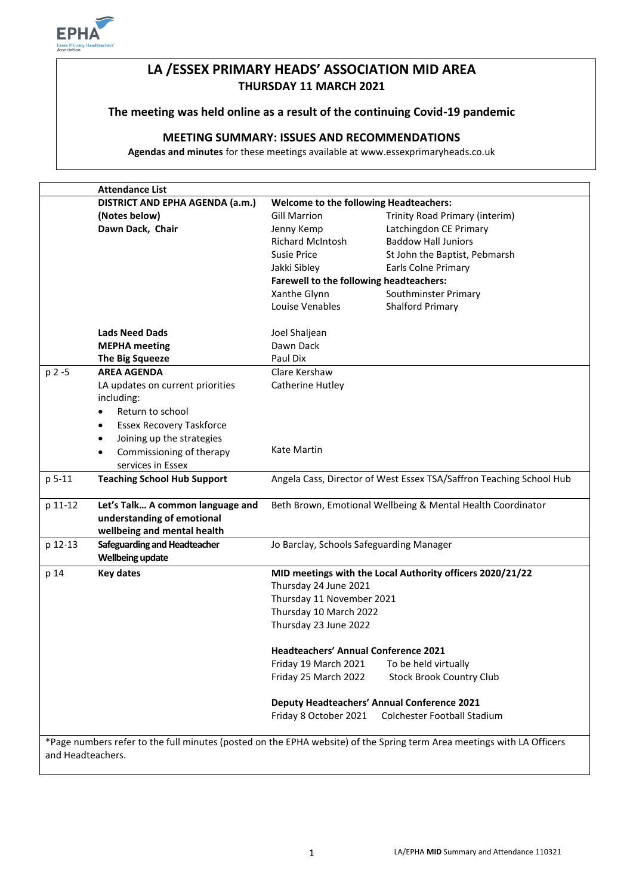# LA /ESSEX PRIMARY HEADS' ASSOCIATION MID AREA

**THURSDAY 11 MARCH 2021**

**The meeting was held online as a result of the continuing Covid-19 pandemic**

## MEETING SUMMARY: ISSUES AND RECOMMENDATIONS

**Agendas and minutes** for these meetings available at www.essexprimaryheads.co.uk

| | **Attendance List** | | |
|---|---|---|---|
| | **DISTRICT AND EPHA AGENDA (a.m.) (Notes below)** | **Welcome to the following Headteachers:** | |
| | **Dawn Dack, Chair** | Gill Marrion | Trinity Road Primary (interim) |
| | | Jenny Kemp | Latchingdon CE Primary |
| | | Richard McIntosh | Baddow Hall Juniors |
| | | Susie Price | St John the Baptist, Pebmarsh |
| | | Jakki Sibley | Earls Colne Primary |
| | | **Farewell to the following headteachers:** | |
| | | Xanthe Glynn | Southminster Primary |
| | | Louise Venables | Shalford Primary |
| | **Lads Need Dads** | Joel Shaljean | |
| | **MEPHA meeting** | Dawn Dack | |
| | **The Big Squeeze** | Paul Dix | |
| p 2 -5 | **AREA AGENDA**<br>LA updates on current priorities including:<br>• Return to school<br>• Essex Recovery Taskforce<br>• Joining up the strategies<br>• Commissioning of therapy services in Essex | Clare Kershaw<br>Catherine Hutley<br><br>Kate Martin | |
| p 5-11 | **Teaching School Hub Support** | Angela Cass, Director of West Essex TSA/Saffron Teaching School Hub | |
| p 11-12 | **Let's Talk… A common language and understanding of emotional wellbeing and mental health** | Beth Brown, Emotional Wellbeing & Mental Health Coordinator | |
| p 12-13 | **Safeguarding and Headteacher Wellbeing update** | Jo Barclay, Schools Safeguarding Manager | |
| p 14 | **Key dates** | **MID meetings with the Local Authority officers 2020/21/22** | |
| | | Thursday 24 June 2021 | |
| | | Thursday 11 November 2021 | |
| | | Thursday 10 March 2022 | |
| | | Thursday 23 June 2022 | |
| | | **Headteachers' Annual Conference 2021** | |
| | | Friday 19 March 2021 | To be held virtually |
| | | Friday 25 March 2022 | Stock Brook Country Club |
| | | **Deputy Headteachers' Annual Conference 2021** | |
| | | Friday 8 October 2021 | Colchester Football Stadium |

*Page numbers refer to the full minutes (posted on the EPHA website) of the Spring term Area meetings with LA Officers and Headteachers.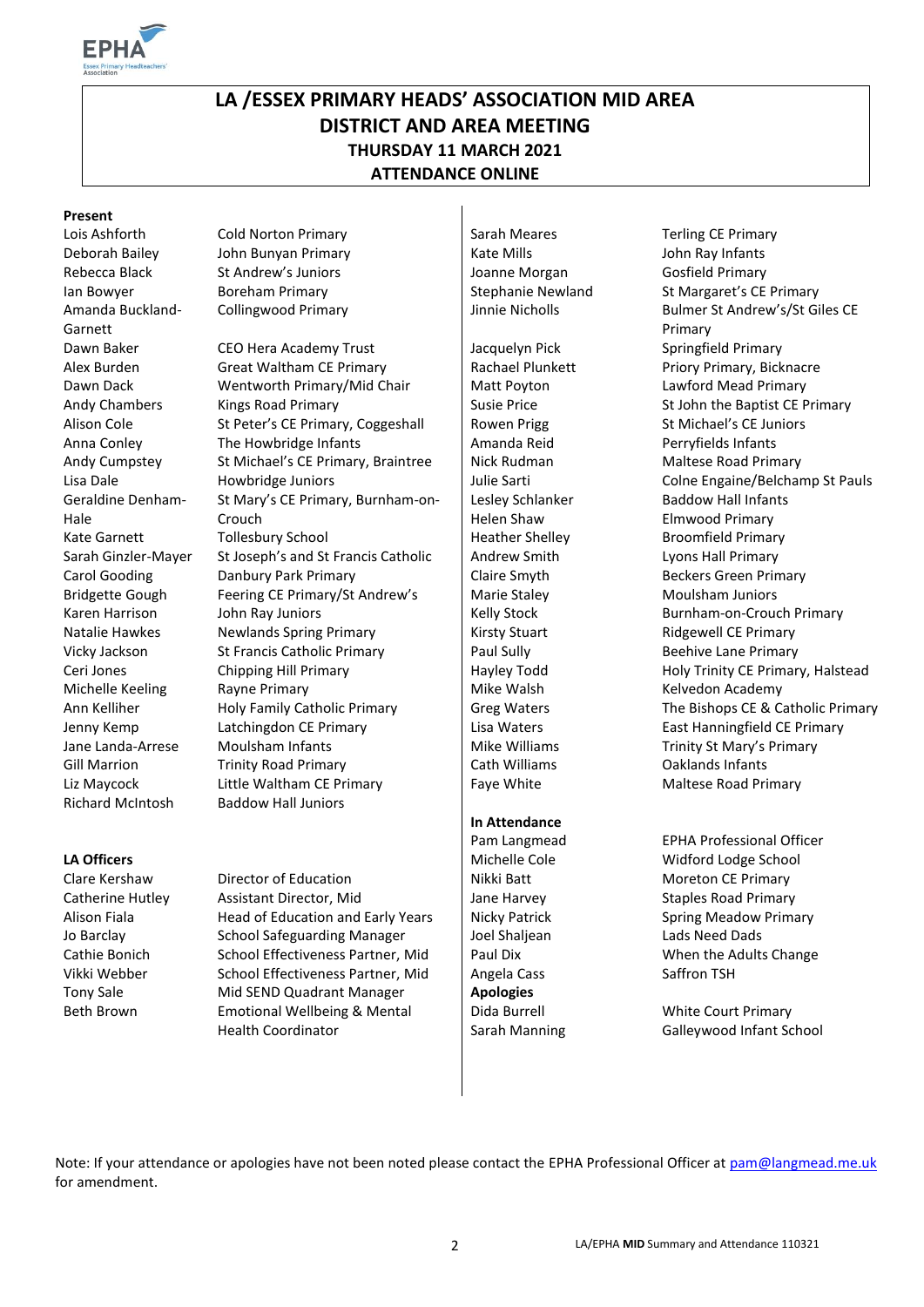# LA /ESSEX PRIMARY HEADS' ASSOCIATION MID AREA
# DISTRICT AND AREA MEETING
### THURSDAY 11 MARCH 2021
### ATTENDANCE ONLINE

**Present**

| Name | School |
|---|---|
| Lois Ashforth | Cold Norton Primary |
| Deborah Bailey | John Bunyan Primary |
| Rebecca Black | St Andrew's Juniors |
| Ian Bowyer | Boreham Primary |
| Amanda Buckland-Garnett | Collingwood Primary |
| Dawn Baker | CEO Hera Academy Trust |
| Alex Burden | Great Waltham CE Primary |
| Dawn Dack | Wentworth Primary/Mid Chair |
| Andy Chambers | Kings Road Primary |
| Alison Cole | St Peter's CE Primary, Coggeshall |
| Anna Conley | The Howbridge Infants |
| Andy Cumpstey | St Michael's CE Primary, Braintree |
| Lisa Dale | Howbridge Juniors |
| Geraldine Denham-Hale | St Mary's CE Primary, Burnham-on-Crouch |
| Kate Garnett | Tollesbury School |
| Sarah Ginzler-Mayer | St Joseph's and St Francis Catholic |
| Carol Gooding | Danbury Park Primary |
| Bridgette Gough | Feering CE Primary/St Andrew's |
| Karen Harrison | John Ray Juniors |
| Natalie Hawkes | Newlands Spring Primary |
| Vicky Jackson | St Francis Catholic Primary |
| Ceri Jones | Chipping Hill Primary |
| Michelle Keeling | Rayne Primary |
| Ann Kelliher | Holy Family Catholic Primary |
| Jenny Kemp | Latchingdon CE Primary |
| Jane Landa-Arrese | Moulsham Infants |
| Gill Marrion | Trinity Road Primary |
| Liz Maycock | Little Waltham CE Primary |
| Richard McIntosh | Baddow Hall Juniors |
| Sarah Meares | Terling CE Primary |
| Kate Mills | John Ray Infants |
| Joanne Morgan | Gosfield Primary |
| Stephanie Newland | St Margaret's CE Primary |
| Jinnie Nicholls | Bulmer St Andrew's/St Giles CE Primary |
| Jacquelyn Pick | Springfield Primary |
| Rachael Plunkett | Priory Primary, Bicknacre |
| Matt Poyton | Lawford Mead Primary |
| Susie Price | St John the Baptist CE Primary |
| Rowen Prigg | St Michael's CE Juniors |
| Amanda Reid | Perryfields Infants |
| Nick Rudman | Maltese Road Primary |
| Julie Sarti | Colne Engaine/Belchamp St Pauls |
| Lesley Schlanker | Baddow Hall Infants |
| Helen Shaw | Elmwood Primary |
| Heather Shelley | Broomfield Primary |
| Andrew Smith | Lyons Hall Primary |
| Claire Smyth | Beckers Green Primary |
| Marie Staley | Moulsham Juniors |
| Kelly Stock | Burnham-on-Crouch Primary |
| Kirsty Stuart | Ridgewell CE Primary |
| Paul Sully | Beehive Lane Primary |
| Hayley Todd | Holy Trinity CE Primary, Halstead |
| Mike Walsh | Kelvedon Academy |
| Greg Waters | The Bishops CE & Catholic Primary |
| Lisa Waters | East Hanningfield CE Primary |
| Mike Williams | Trinity St Mary's Primary |
| Cath Williams | Oaklands Infants |
| Faye White | Maltese Road Primary |

**LA Officers**

| Name | Role |
|---|---|
| Clare Kershaw | Director of Education |
| Catherine Hutley | Assistant Director, Mid |
| Alison Fiala | Head of Education and Early Years |
| Jo Barclay | School Safeguarding Manager |
| Cathie Bonich | School Effectiveness Partner, Mid |
| Vikki Webber | School Effectiveness Partner, Mid |
| Tony Sale | Mid SEND Quadrant Manager |
| Beth Brown | Emotional Wellbeing & Mental Health Coordinator |

**In Attendance**

| Name | Role |
|---|---|
| Pam Langmead | EPHA Professional Officer |
| Michelle Cole | Widford Lodge School |
| Nikki Batt | Moreton CE Primary |
| Jane Harvey | Staples Road Primary |
| Nicky Patrick | Spring Meadow Primary |
| Joel Shaljean | Lads Need Dads |
| Paul Dix | When the Adults Change |
| Angela Cass | Saffron TSH |

**Apologies**

| Name | School |
|---|---|
| Dida Burrell | White Court Primary |
| Sarah Manning | Galleywood Infant School |

Note: If your attendance or apologies have not been noted please contact the EPHA Professional Officer at pam@langmead.me.uk for amendment.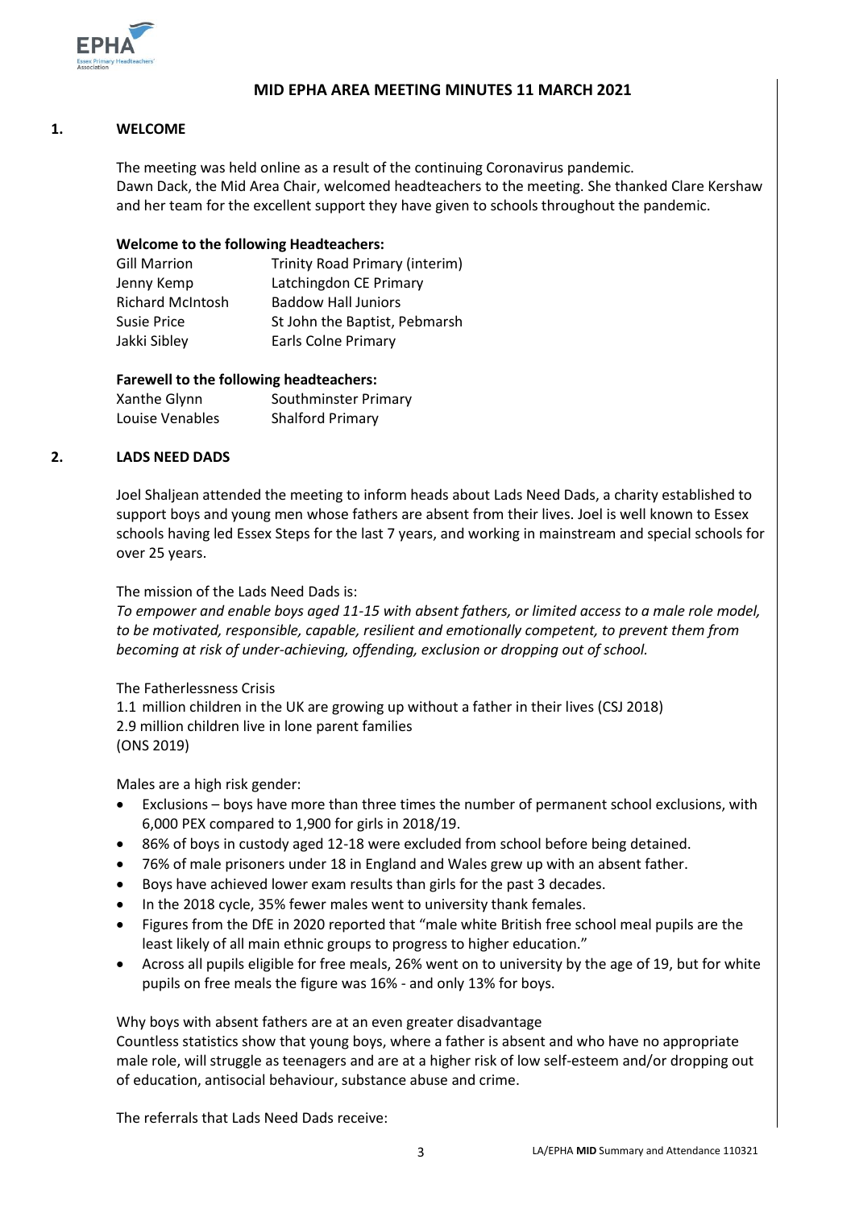# MID EPHA AREA MEETING MINUTES 11 MARCH 2021

## 1. WELCOME

The meeting was held online as a result of the continuing Coronavirus pandemic.
Dawn Dack, the Mid Area Chair, welcomed headteachers to the meeting. She thanked Clare Kershaw and her team for the excellent support they have given to schools throughout the pandemic.

**Welcome to the following Headteachers:**

| | |
|---|---|
| Gill Marrion | Trinity Road Primary (interim) |
| Jenny Kemp | Latchingdon CE Primary |
| Richard McIntosh | Baddow Hall Juniors |
| Susie Price | St John the Baptist, Pebmarsh |
| Jakki Sibley | Earls Colne Primary |

**Farewell to the following headteachers:**

| | |
|---|---|
| Xanthe Glynn | Southminster Primary |
| Louise Venables | Shalford Primary |

## 2. LADS NEED DADS

Joel Shaljean attended the meeting to inform heads about Lads Need Dads, a charity established to support boys and young men whose fathers are absent from their lives. Joel is well known to Essex schools having led Essex Steps for the last 7 years, and working in mainstream and special schools for over 25 years.

The mission of the Lads Need Dads is:
*To empower and enable boys aged 11-15 with absent fathers, or limited access to a male role model, to be motivated, responsible, capable, resilient and emotionally competent, to prevent them from becoming at risk of under-achieving, offending, exclusion or dropping out of school.*

The Fatherlessness Crisis
1.1 million children in the UK are growing up without a father in their lives (CSJ 2018)
2.9 million children live in lone parent families
(ONS 2019)

Males are a high risk gender:

- Exclusions – boys have more than three times the number of permanent school exclusions, with 6,000 PEX compared to 1,900 for girls in 2018/19.
- 86% of boys in custody aged 12-18 were excluded from school before being detained.
- 76% of male prisoners under 18 in England and Wales grew up with an absent father.
- Boys have achieved lower exam results than girls for the past 3 decades.
- In the 2018 cycle, 35% fewer males went to university thank females.
- Figures from the DfE in 2020 reported that "male white British free school meal pupils are the least likely of all main ethnic groups to progress to higher education."
- Across all pupils eligible for free meals, 26% went on to university by the age of 19, but for white pupils on free meals the figure was 16% - and only 13% for boys.

Why boys with absent fathers are at an even greater disadvantage
Countless statistics show that young boys, where a father is absent and who have no appropriate male role, will struggle as teenagers and are at a higher risk of low self-esteem and/or dropping out of education, antisocial behaviour, substance abuse and crime.

The referrals that Lads Need Dads receive: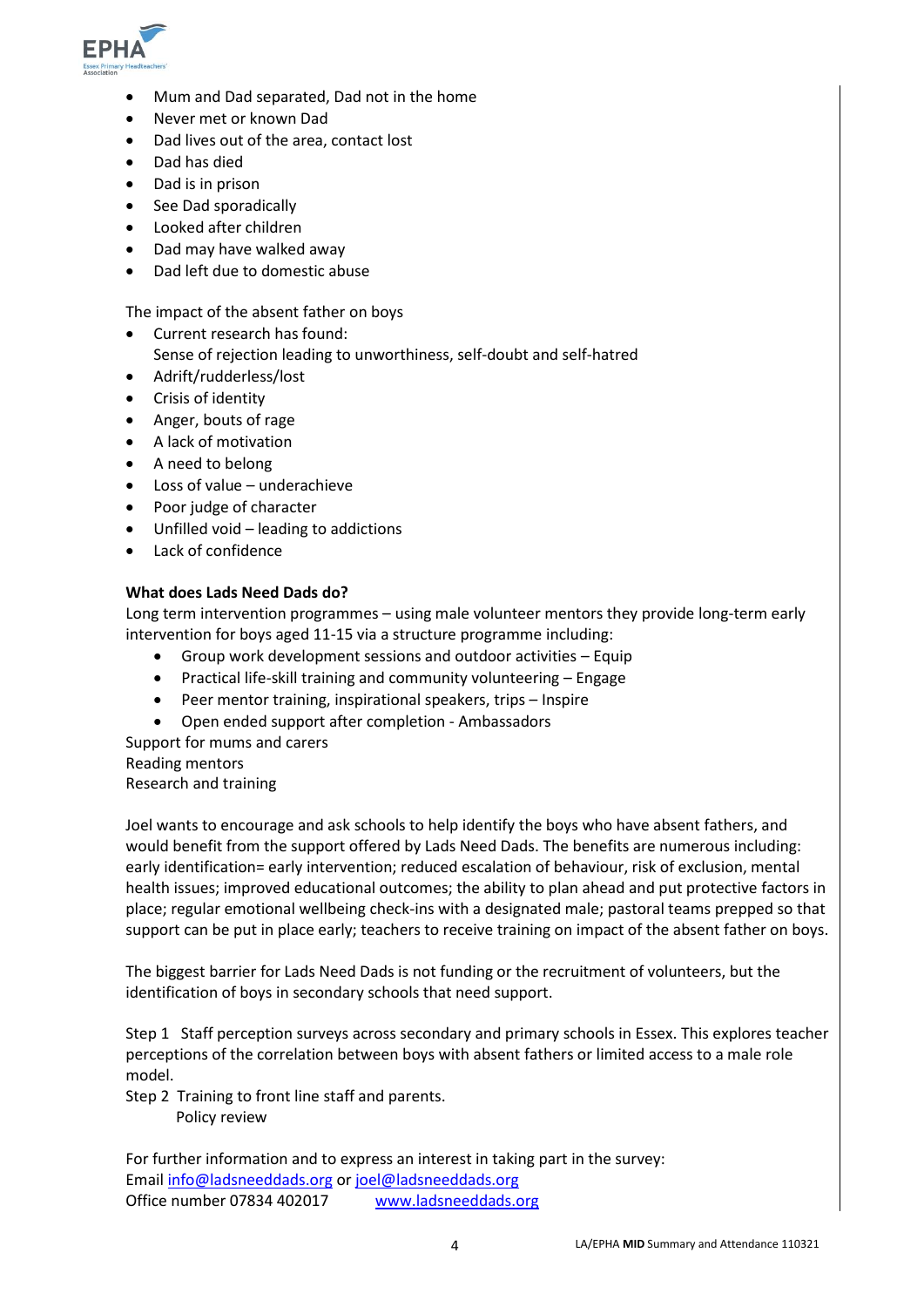- Mum and Dad separated, Dad not in the home
- Never met or known Dad
- Dad lives out of the area, contact lost
- Dad has died
- Dad is in prison
- See Dad sporadically
- Looked after children
- Dad may have walked away
- Dad left due to domestic abuse

The impact of the absent father on boys

- Current research has found:
  Sense of rejection leading to unworthiness, self-doubt and self-hatred
- Adrift/rudderless/lost
- Crisis of identity
- Anger, bouts of rage
- A lack of motivation
- A need to belong
- Loss of value – underachieve
- Poor judge of character
- Unfilled void – leading to addictions
- Lack of confidence

**What does Lads Need Dads do?**

Long term intervention programmes – using male volunteer mentors they provide long-term early intervention for boys aged 11-15 via a structure programme including:

- Group work development sessions and outdoor activities – Equip
- Practical life-skill training and community volunteering – Engage
- Peer mentor training, inspirational speakers, trips – Inspire
- Open ended support after completion - Ambassadors

Support for mums and carers
Reading mentors
Research and training

Joel wants to encourage and ask schools to help identify the boys who have absent fathers, and would benefit from the support offered by Lads Need Dads. The benefits are numerous including: early identification= early intervention; reduced escalation of behaviour, risk of exclusion, mental health issues; improved educational outcomes; the ability to plan ahead and put protective factors in place; regular emotional wellbeing check-ins with a designated male; pastoral teams prepped so that support can be put in place early; teachers to receive training on impact of the absent father on boys.

The biggest barrier for Lads Need Dads is not funding or the recruitment of volunteers, but the identification of boys in secondary schools that need support.

Step 1 Staff perception surveys across secondary and primary schools in Essex. This explores teacher perceptions of the correlation between boys with absent fathers or limited access to a male role model.
Step 2 Training to front line staff and parents.
Policy review

For further information and to express an interest in taking part in the survey:
Email info@ladsneeddads.org or joel@ladsneeddads.org
Office number 07834 402017 www.ladsneeddads.org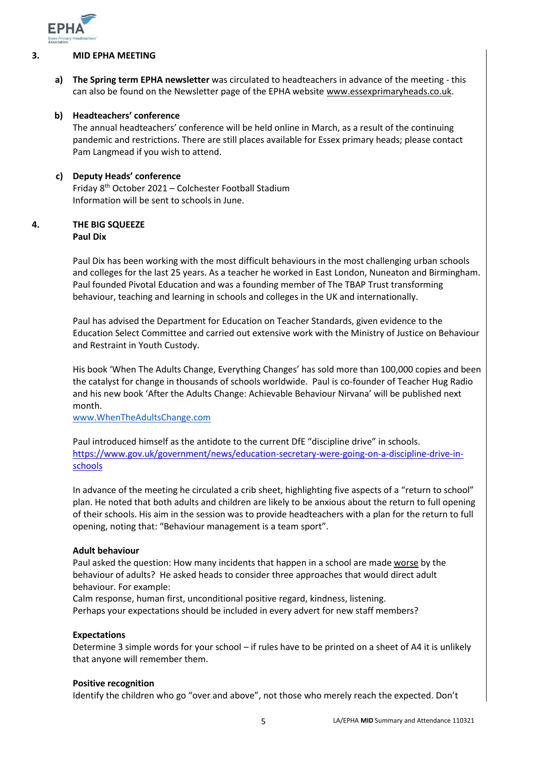## 3. MID EPHA MEETING

**a) The Spring term EPHA newsletter** was circulated to headteachers in advance of the meeting - this can also be found on the Newsletter page of the EPHA website www.essexprimaryheads.co.uk.

**b) Headteachers' conference**

The annual headteachers' conference will be held online in March, as a result of the continuing pandemic and restrictions. There are still places available for Essex primary heads; please contact Pam Langmead if you wish to attend.

**c) Deputy Heads' conference**

Friday 8th October 2021 – Colchester Football Stadium
Information will be sent to schools in June.

## 4. THE BIG SQUEEZE

**Paul Dix**

Paul Dix has been working with the most difficult behaviours in the most challenging urban schools and colleges for the last 25 years. As a teacher he worked in East London, Nuneaton and Birmingham. Paul founded Pivotal Education and was a founding member of The TBAP Trust transforming behaviour, teaching and learning in schools and colleges in the UK and internationally.

Paul has advised the Department for Education on Teacher Standards, given evidence to the Education Select Committee and carried out extensive work with the Ministry of Justice on Behaviour and Restraint in Youth Custody.

His book 'When The Adults Change, Everything Changes' has sold more than 100,000 copies and been the catalyst for change in thousands of schools worldwide. Paul is co-founder of Teacher Hug Radio and his new book 'After the Adults Change: Achievable Behaviour Nirvana' will be published next month.
www.WhenTheAdultsChange.com

Paul introduced himself as the antidote to the current DfE "discipline drive" in schools.
https://www.gov.uk/government/news/education-secretary-were-going-on-a-discipline-drive-in-schools

In advance of the meeting he circulated a crib sheet, highlighting five aspects of a "return to school" plan. He noted that both adults and children are likely to be anxious about the return to full opening of their schools. His aim in the session was to provide headteachers with a plan for the return to full opening, noting that: "Behaviour management is a team sport".

**Adult behaviour**

Paul asked the question: How many incidents that happen in a school are made worse by the behaviour of adults? He asked heads to consider three approaches that would direct adult behaviour. For example:
Calm response, human first, unconditional positive regard, kindness, listening.
Perhaps your expectations should be included in every advert for new staff members?

**Expectations**

Determine 3 simple words for your school – if rules have to be printed on a sheet of A4 it is unlikely that anyone will remember them.

**Positive recognition**

Identify the children who go "over and above", not those who merely reach the expected. Don't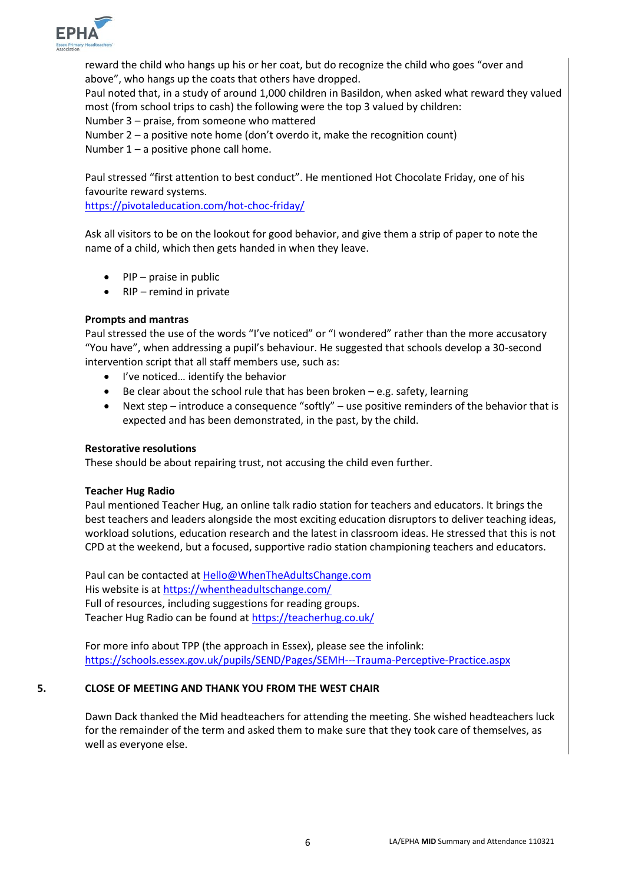reward the child who hangs up his or her coat, but do recognize the child who goes "over and above", who hangs up the coats that others have dropped.
Paul noted that, in a study of around 1,000 children in Basildon, when asked what reward they valued most (from school trips to cash) the following were the top 3 valued by children:
Number 3 – praise, from someone who mattered
Number 2 – a positive note home (don't overdo it, make the recognition count)
Number 1 – a positive phone call home.

Paul stressed "first attention to best conduct". He mentioned Hot Chocolate Friday, one of his favourite reward systems.
https://pivotaleducation.com/hot-choc-friday/

Ask all visitors to be on the lookout for good behavior, and give them a strip of paper to note the name of a child, which then gets handed in when they leave.

- PIP – praise in public
- RIP – remind in private

**Prompts and mantras**
Paul stressed the use of the words "I've noticed" or "I wondered" rather than the more accusatory "You have", when addressing a pupil's behaviour. He suggested that schools develop a 30-second intervention script that all staff members use, such as:

- I've noticed… identify the behavior
- Be clear about the school rule that has been broken – e.g. safety, learning
- Next step – introduce a consequence "softly" – use positive reminders of the behavior that is expected and has been demonstrated, in the past, by the child.

**Restorative resolutions**
These should be about repairing trust, not accusing the child even further.

**Teacher Hug Radio**
Paul mentioned Teacher Hug, an online talk radio station for teachers and educators. It brings the best teachers and leaders alongside the most exciting education disruptors to deliver teaching ideas, workload solutions, education research and the latest in classroom ideas. He stressed that this is not CPD at the weekend, but a focused, supportive radio station championing teachers and educators.

Paul can be contacted at Hello@WhenTheAdultsChange.com
His website is at https://whentheadultschange.com/
Full of resources, including suggestions for reading groups.
Teacher Hug Radio can be found at https://teacherhug.co.uk/

For more info about TPP (the approach in Essex), please see the infolink:
https://schools.essex.gov.uk/pupils/SEND/Pages/SEMH---Trauma-Perceptive-Practice.aspx

## 5. CLOSE OF MEETING AND THANK YOU FROM THE WEST CHAIR

Dawn Dack thanked the Mid headteachers for attending the meeting. She wished headteachers luck for the remainder of the term and asked them to make sure that they took care of themselves, as well as everyone else.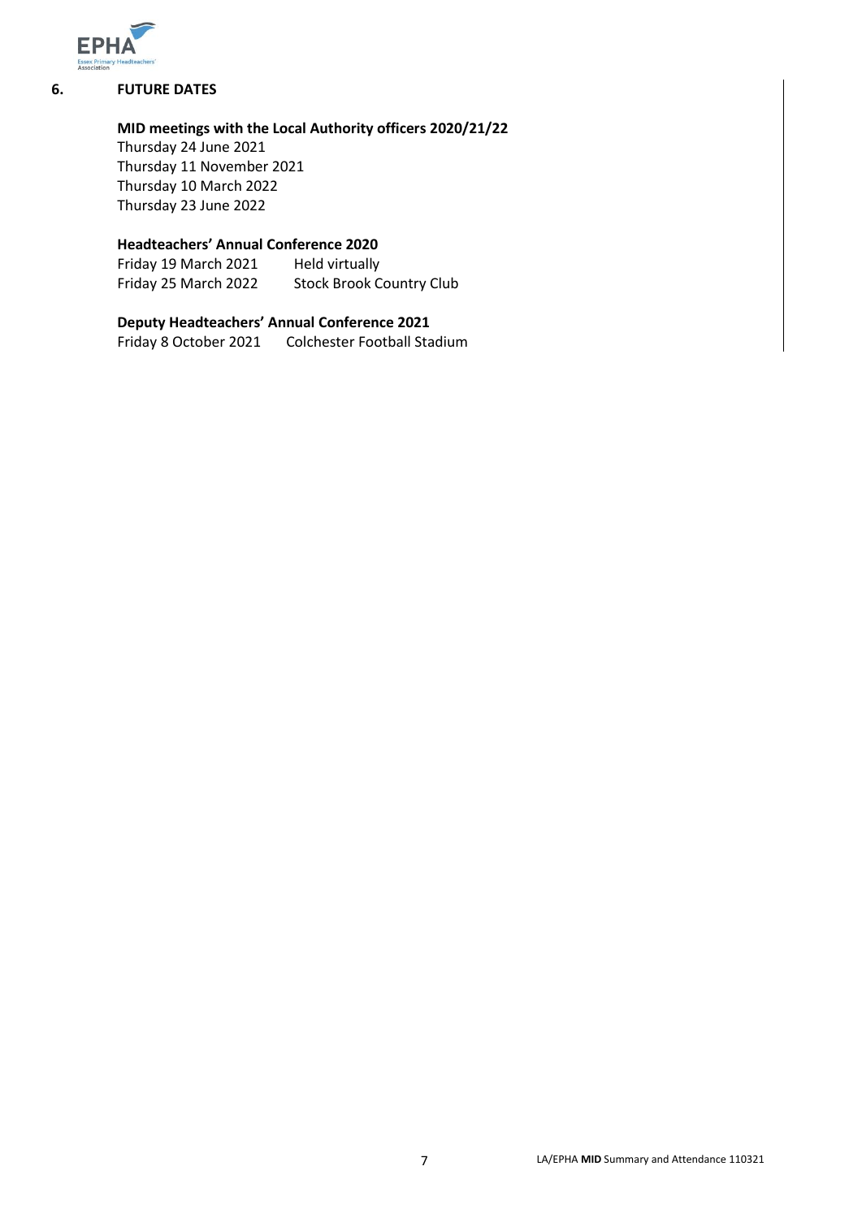## 6. FUTURE DATES

**MID meetings with the Local Authority officers 2020/21/22**

Thursday 24 June 2021
Thursday 11 November 2021
Thursday 10 March 2022
Thursday 23 June 2022

**Headteachers' Annual Conference 2020**

| | |
|---|---|
| Friday 19 March 2021 | Held virtually |
| Friday 25 March 2022 | Stock Brook Country Club |

**Deputy Headteachers' Annual Conference 2021**

| | |
|---|---|
| Friday 8 October 2021 | Colchester Football Stadium |